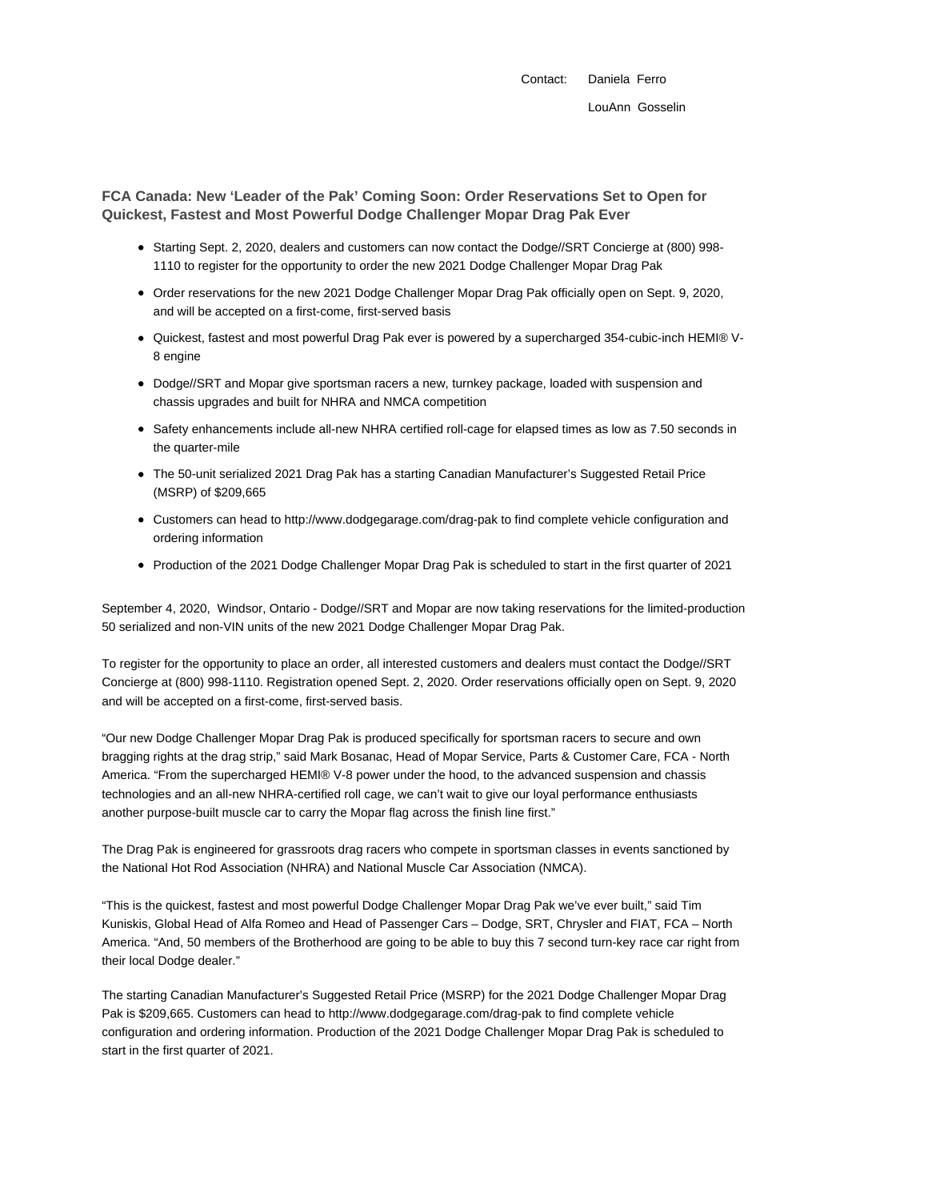Contact: Daniela Ferro

LouAnn Gosselin

## FCA Canada: New 'Leader of the Pak' Coming Soon: Order Reservations Set to Open for Quickest, Fastest and Most Powerful Dodge Challenger Mopar Drag Pak Ever

- Starting Sept. 2, 2020, dealers and customers can now contact the Dodge//SRT Concierge at (800) 998-1110 to register for the opportunity to order the new 2021 Dodge Challenger Mopar Drag Pak
- Order reservations for the new 2021 Dodge Challenger Mopar Drag Pak officially open on Sept. 9, 2020, and will be accepted on a first-come, first-served basis
- Quickest, fastest and most powerful Drag Pak ever is powered by a supercharged 354-cubic-inch HEMI® V-8 engine
- Dodge//SRT and Mopar give sportsman racers a new, turnkey package, loaded with suspension and chassis upgrades and built for NHRA and NMCA competition
- Safety enhancements include all-new NHRA certified roll-cage for elapsed times as low as 7.50 seconds in the quarter-mile
- The 50-unit serialized 2021 Drag Pak has a starting Canadian Manufacturer's Suggested Retail Price (MSRP) of $209,665
- Customers can head to http://www.dodgegarage.com/drag-pak to find complete vehicle configuration and ordering information
- Production of the 2021 Dodge Challenger Mopar Drag Pak is scheduled to start in the first quarter of 2021

September 4, 2020, Windsor, Ontario - Dodge//SRT and Mopar are now taking reservations for the limited-production 50 serialized and non-VIN units of the new 2021 Dodge Challenger Mopar Drag Pak.

To register for the opportunity to place an order, all interested customers and dealers must contact the Dodge//SRT Concierge at (800) 998-1110. Registration opened Sept. 2, 2020. Order reservations officially open on Sept. 9, 2020 and will be accepted on a first-come, first-served basis.

"Our new Dodge Challenger Mopar Drag Pak is produced specifically for sportsman racers to secure and own bragging rights at the drag strip," said Mark Bosanac, Head of Mopar Service, Parts & Customer Care, FCA - North America. "From the supercharged HEMI® V-8 power under the hood, to the advanced suspension and chassis technologies and an all-new NHRA-certified roll cage, we can't wait to give our loyal performance enthusiasts another purpose-built muscle car to carry the Mopar flag across the finish line first."

The Drag Pak is engineered for grassroots drag racers who compete in sportsman classes in events sanctioned by the National Hot Rod Association (NHRA) and National Muscle Car Association (NMCA).

"This is the quickest, fastest and most powerful Dodge Challenger Mopar Drag Pak we've ever built," said Tim Kuniskis, Global Head of Alfa Romeo and Head of Passenger Cars – Dodge, SRT, Chrysler and FIAT, FCA – North America. "And, 50 members of the Brotherhood are going to be able to buy this 7 second turn-key race car right from their local Dodge dealer."

The starting Canadian Manufacturer's Suggested Retail Price (MSRP) for the 2021 Dodge Challenger Mopar Drag Pak is $209,665. Customers can head to http://www.dodgegarage.com/drag-pak to find complete vehicle configuration and ordering information. Production of the 2021 Dodge Challenger Mopar Drag Pak is scheduled to start in the first quarter of 2021.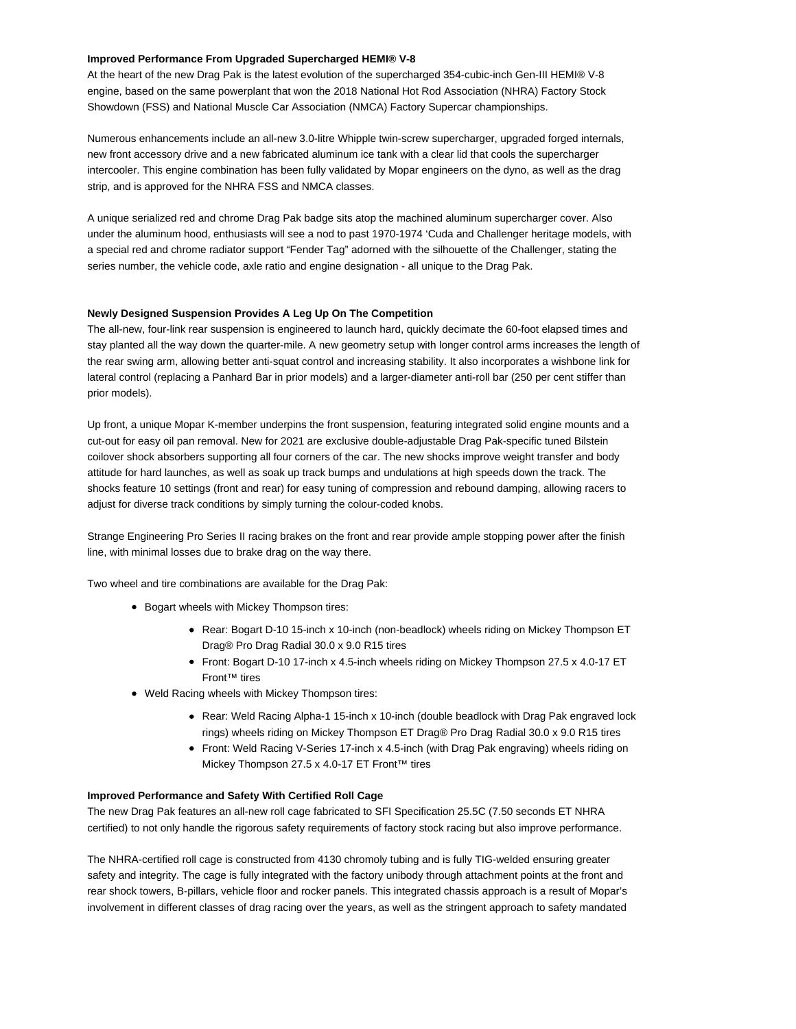**Improved Performance From Upgraded Supercharged HEMI® V-8**

At the heart of the new Drag Pak is the latest evolution of the supercharged 354-cubic-inch Gen-III HEMI® V-8 engine, based on the same powerplant that won the 2018 National Hot Rod Association (NHRA) Factory Stock Showdown (FSS) and National Muscle Car Association (NMCA) Factory Supercar championships.

Numerous enhancements include an all-new 3.0-litre Whipple twin-screw supercharger, upgraded forged internals, new front accessory drive and a new fabricated aluminum ice tank with a clear lid that cools the supercharger intercooler. This engine combination has been fully validated by Mopar engineers on the dyno, as well as the drag strip, and is approved for the NHRA FSS and NMCA classes.

A unique serialized red and chrome Drag Pak badge sits atop the machined aluminum supercharger cover. Also under the aluminum hood, enthusiasts will see a nod to past 1970-1974 'Cuda and Challenger heritage models, with a special red and chrome radiator support "Fender Tag" adorned with the silhouette of the Challenger, stating the series number, the vehicle code, axle ratio and engine designation - all unique to the Drag Pak.

**Newly Designed Suspension Provides A Leg Up On The Competition**

The all-new, four-link rear suspension is engineered to launch hard, quickly decimate the 60-foot elapsed times and stay planted all the way down the quarter-mile. A new geometry setup with longer control arms increases the length of the rear swing arm, allowing better anti-squat control and increasing stability. It also incorporates a wishbone link for lateral control (replacing a Panhard Bar in prior models) and a larger-diameter anti-roll bar (250 per cent stiffer than prior models).

Up front, a unique Mopar K-member underpins the front suspension, featuring integrated solid engine mounts and a cut-out for easy oil pan removal. New for 2021 are exclusive double-adjustable Drag Pak-specific tuned Bilstein coilover shock absorbers supporting all four corners of the car. The new shocks improve weight transfer and body attitude for hard launches, as well as soak up track bumps and undulations at high speeds down the track. The shocks feature 10 settings (front and rear) for easy tuning of compression and rebound damping, allowing racers to adjust for diverse track conditions by simply turning the colour-coded knobs.

Strange Engineering Pro Series II racing brakes on the front and rear provide ample stopping power after the finish line, with minimal losses due to brake drag on the way there.

Two wheel and tire combinations are available for the Drag Pak:

- Bogart wheels with Mickey Thompson tires:
  - Rear: Bogart D-10 15-inch x 10-inch (non-beadlock) wheels riding on Mickey Thompson ET Drag® Pro Drag Radial 30.0 x 9.0 R15 tires
  - Front: Bogart D-10 17-inch x 4.5-inch wheels riding on Mickey Thompson 27.5 x 4.0-17 ET Front™ tires
- Weld Racing wheels with Mickey Thompson tires:
  - Rear: Weld Racing Alpha-1 15-inch x 10-inch (double beadlock with Drag Pak engraved lock rings) wheels riding on Mickey Thompson ET Drag® Pro Drag Radial 30.0 x 9.0 R15 tires
  - Front: Weld Racing V-Series 17-inch x 4.5-inch (with Drag Pak engraving) wheels riding on Mickey Thompson 27.5 x 4.0-17 ET Front™ tires

**Improved Performance and Safety With Certified Roll Cage**

The new Drag Pak features an all-new roll cage fabricated to SFI Specification 25.5C (7.50 seconds ET NHRA certified) to not only handle the rigorous safety requirements of factory stock racing but also improve performance.

The NHRA-certified roll cage is constructed from 4130 chromoly tubing and is fully TIG-welded ensuring greater safety and integrity. The cage is fully integrated with the factory unibody through attachment points at the front and rear shock towers, B-pillars, vehicle floor and rocker panels. This integrated chassis approach is a result of Mopar's involvement in different classes of drag racing over the years, as well as the stringent approach to safety mandated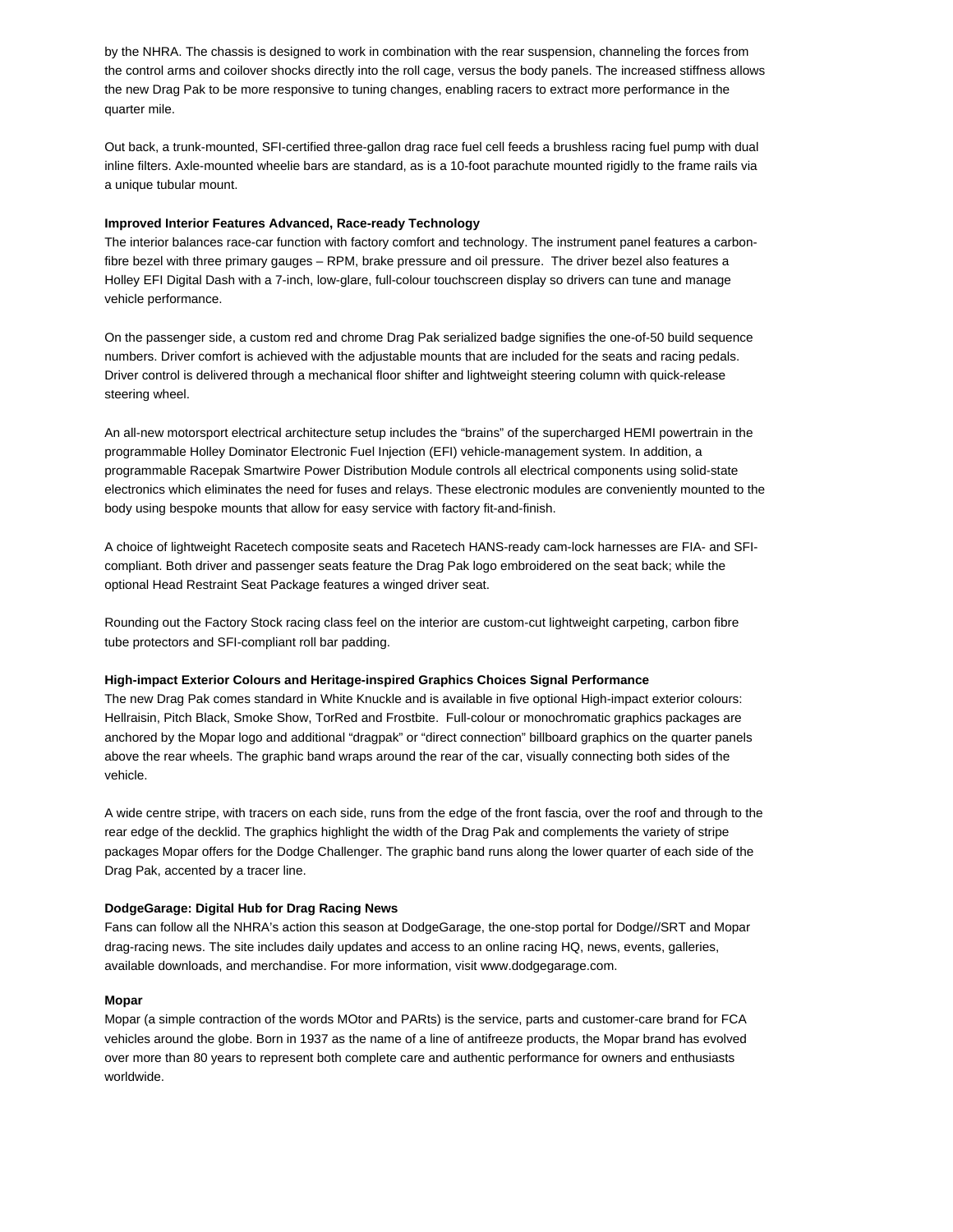by the NHRA. The chassis is designed to work in combination with the rear suspension, channeling the forces from the control arms and coilover shocks directly into the roll cage, versus the body panels. The increased stiffness allows the new Drag Pak to be more responsive to tuning changes, enabling racers to extract more performance in the quarter mile.

Out back, a trunk-mounted, SFI-certified three-gallon drag race fuel cell feeds a brushless racing fuel pump with dual inline filters. Axle-mounted wheelie bars are standard, as is a 10-foot parachute mounted rigidly to the frame rails via a unique tubular mount.

**Improved Interior Features Advanced, Race-ready Technology**

The interior balances race-car function with factory comfort and technology. The instrument panel features a carbon-fibre bezel with three primary gauges – RPM, brake pressure and oil pressure. The driver bezel also features a Holley EFI Digital Dash with a 7-inch, low-glare, full-colour touchscreen display so drivers can tune and manage vehicle performance.

On the passenger side, a custom red and chrome Drag Pak serialized badge signifies the one-of-50 build sequence numbers. Driver comfort is achieved with the adjustable mounts that are included for the seats and racing pedals. Driver control is delivered through a mechanical floor shifter and lightweight steering column with quick-release steering wheel.

An all-new motorsport electrical architecture setup includes the "brains" of the supercharged HEMI powertrain in the programmable Holley Dominator Electronic Fuel Injection (EFI) vehicle-management system. In addition, a programmable Racepak Smartwire Power Distribution Module controls all electrical components using solid-state electronics which eliminates the need for fuses and relays. These electronic modules are conveniently mounted to the body using bespoke mounts that allow for easy service with factory fit-and-finish.

A choice of lightweight Racetech composite seats and Racetech HANS-ready cam-lock harnesses are FIA- and SFI-compliant. Both driver and passenger seats feature the Drag Pak logo embroidered on the seat back; while the optional Head Restraint Seat Package features a winged driver seat.

Rounding out the Factory Stock racing class feel on the interior are custom-cut lightweight carpeting, carbon fibre tube protectors and SFI-compliant roll bar padding.

**High-impact Exterior Colours and Heritage-inspired Graphics Choices Signal Performance**

The new Drag Pak comes standard in White Knuckle and is available in five optional High-impact exterior colours: Hellraisin, Pitch Black, Smoke Show, TorRed and Frostbite. Full-colour or monochromatic graphics packages are anchored by the Mopar logo and additional "dragpak" or "direct connection" billboard graphics on the quarter panels above the rear wheels. The graphic band wraps around the rear of the car, visually connecting both sides of the vehicle.

A wide centre stripe, with tracers on each side, runs from the edge of the front fascia, over the roof and through to the rear edge of the decklid. The graphics highlight the width of the Drag Pak and complements the variety of stripe packages Mopar offers for the Dodge Challenger. The graphic band runs along the lower quarter of each side of the Drag Pak, accented by a tracer line.

**DodgeGarage: Digital Hub for Drag Racing News**

Fans can follow all the NHRA's action this season at DodgeGarage, the one-stop portal for Dodge//SRT and Mopar drag-racing news. The site includes daily updates and access to an online racing HQ, news, events, galleries, available downloads, and merchandise. For more information, visit www.dodgegarage.com.

**Mopar**

Mopar (a simple contraction of the words MOtor and PARts) is the service, parts and customer-care brand for FCA vehicles around the globe. Born in 1937 as the name of a line of antifreeze products, the Mopar brand has evolved over more than 80 years to represent both complete care and authentic performance for owners and enthusiasts worldwide.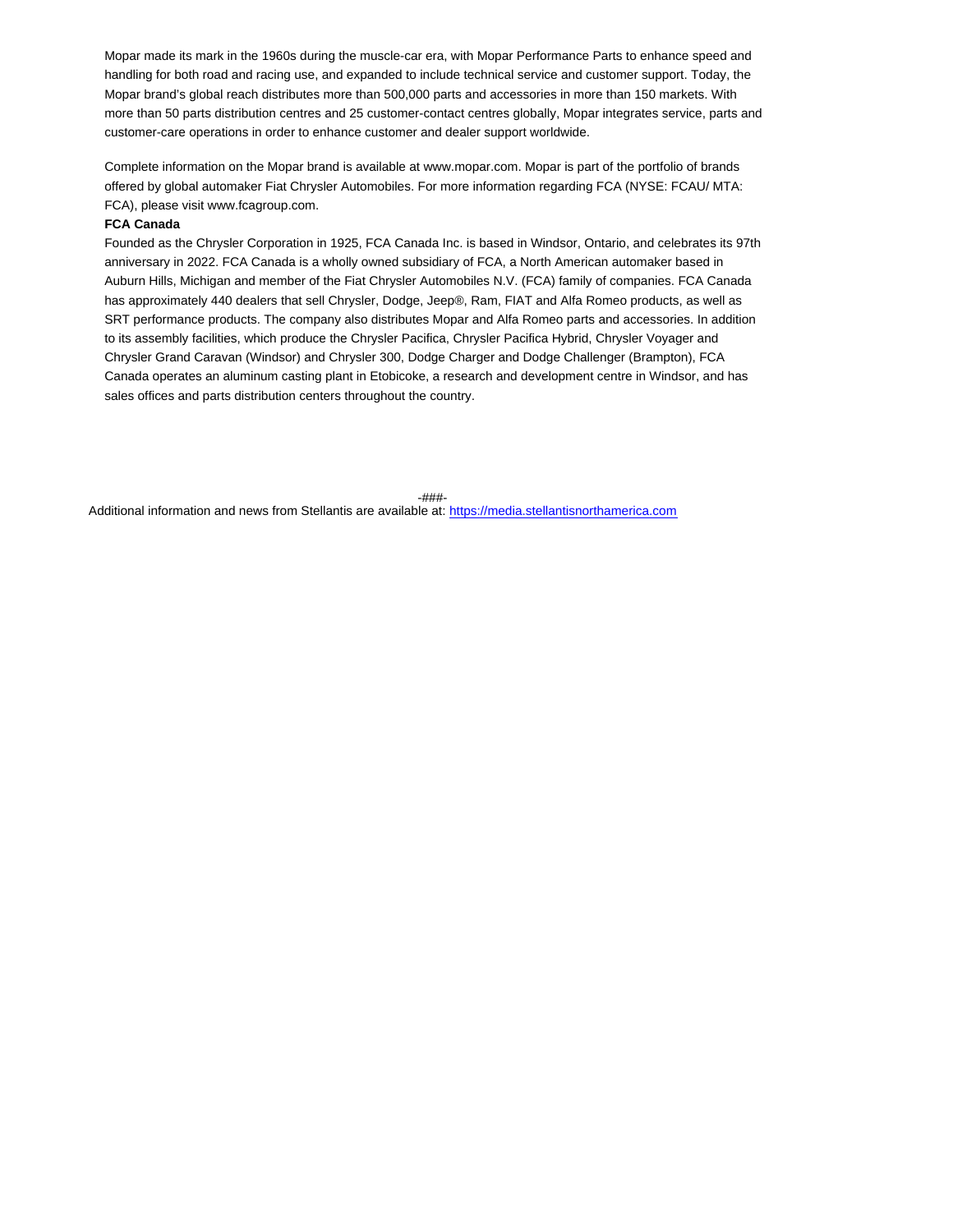Mopar made its mark in the 1960s during the muscle-car era, with Mopar Performance Parts to enhance speed and handling for both road and racing use, and expanded to include technical service and customer support. Today, the Mopar brand's global reach distributes more than 500,000 parts and accessories in more than 150 markets. With more than 50 parts distribution centres and 25 customer-contact centres globally, Mopar integrates service, parts and customer-care operations in order to enhance customer and dealer support worldwide.

Complete information on the Mopar brand is available at www.mopar.com. Mopar is part of the portfolio of brands offered by global automaker Fiat Chrysler Automobiles. For more information regarding FCA (NYSE: FCAU/ MTA: FCA), please visit www.fcagroup.com.

**FCA Canada**

Founded as the Chrysler Corporation in 1925, FCA Canada Inc. is based in Windsor, Ontario, and celebrates its 97th anniversary in 2022. FCA Canada is a wholly owned subsidiary of FCA, a North American automaker based in Auburn Hills, Michigan and member of the Fiat Chrysler Automobiles N.V. (FCA) family of companies. FCA Canada has approximately 440 dealers that sell Chrysler, Dodge, Jeep®, Ram, FIAT and Alfa Romeo products, as well as SRT performance products. The company also distributes Mopar and Alfa Romeo parts and accessories. In addition to its assembly facilities, which produce the Chrysler Pacifica, Chrysler Pacifica Hybrid, Chrysler Voyager and Chrysler Grand Caravan (Windsor) and Chrysler 300, Dodge Charger and Dodge Challenger (Brampton), FCA Canada operates an aluminum casting plant in Etobicoke, a research and development centre in Windsor, and has sales offices and parts distribution centers throughout the country.

-###-

Additional information and news from Stellantis are available at: https://media.stellantisnorthamerica.com